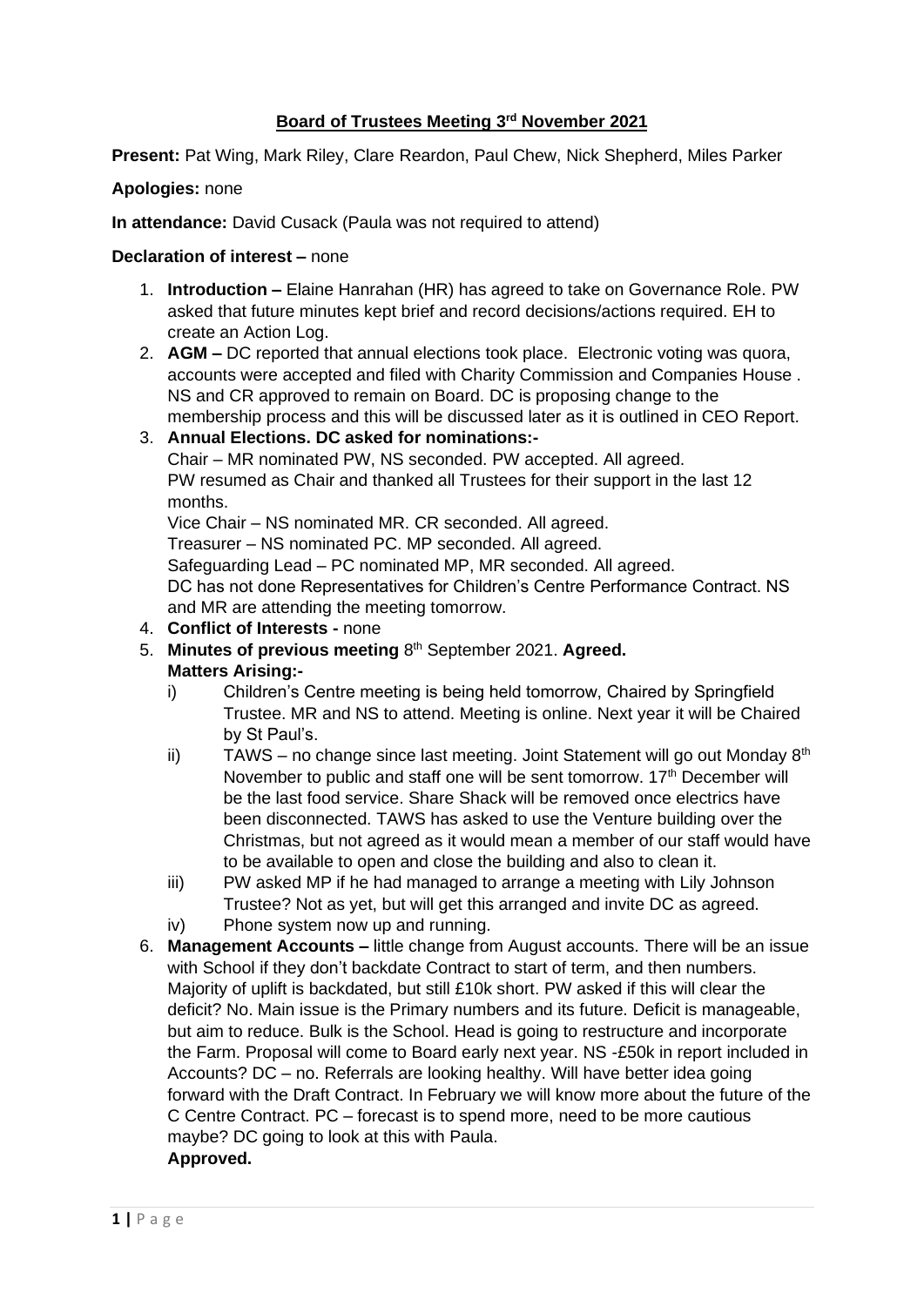**Board of Trustees Meeting 3rd November 2021**

**Present:** Pat Wing, Mark Riley, Clare Reardon, Paul Chew, Nick Shepherd, Miles Parker

**Apologies:** none

**In attendance:** David Cusack (Paula was not required to attend)

**Declaration of interest –** none

1. **Introduction –** Elaine Hanrahan (HR) has agreed to take on Governance Role. PW asked that future minutes kept brief and record decisions/actions required. EH to create an Action Log.
2. **AGM –** DC reported that annual elections took place. Electronic voting was quora, accounts were accepted and filed with Charity Commission and Companies House . NS and CR approved to remain on Board. DC is proposing change to the membership process and this will be discussed later as it is outlined in CEO Report.
3. **Annual Elections. DC asked for nominations:-**
   Chair – MR nominated PW, NS seconded. PW accepted. All agreed.
   PW resumed as Chair and thanked all Trustees for their support in the last 12 months.
   Vice Chair – NS nominated MR. CR seconded. All agreed.
   Treasurer – NS nominated PC. MP seconded. All agreed.
   Safeguarding Lead – PC nominated MP, MR seconded. All agreed.
   DC has not done Representatives for Children's Centre Performance Contract. NS and MR are attending the meeting tomorrow.
4. **Conflict of Interests -** none
5. **Minutes of previous meeting** 8th September 2021. **Agreed.**
   **Matters Arising:-**
   i) Children's Centre meeting is being held tomorrow, Chaired by Springfield Trustee. MR and NS to attend. Meeting is online. Next year it will be Chaired by St Paul's.
   ii) TAWS – no change since last meeting. Joint Statement will go out Monday 8th November to public and staff one will be sent tomorrow. 17th December will be the last food service. Share Shack will be removed once electrics have been disconnected. TAWS has asked to use the Venture building over the Christmas, but not agreed as it would mean a member of our staff would have to be available to open and close the building and also to clean it.
   iii) PW asked MP if he had managed to arrange a meeting with Lily Johnson Trustee? Not as yet, but will get this arranged and invite DC as agreed.
   iv) Phone system now up and running.
6. **Management Accounts –** little change from August accounts. There will be an issue with School if they don't backdate Contract to start of term, and then numbers. Majority of uplift is backdated, but still £10k short. PW asked if this will clear the deficit? No. Main issue is the Primary numbers and its future. Deficit is manageable, but aim to reduce. Bulk is the School. Head is going to restructure and incorporate the Farm. Proposal will come to Board early next year. NS -£50k in report included in Accounts? DC – no. Referrals are looking healthy. Will have better idea going forward with the Draft Contract. In February we will know more about the future of the C Centre Contract. PC – forecast is to spend more, need to be more cautious maybe? DC going to look at this with Paula.
   **Approved.**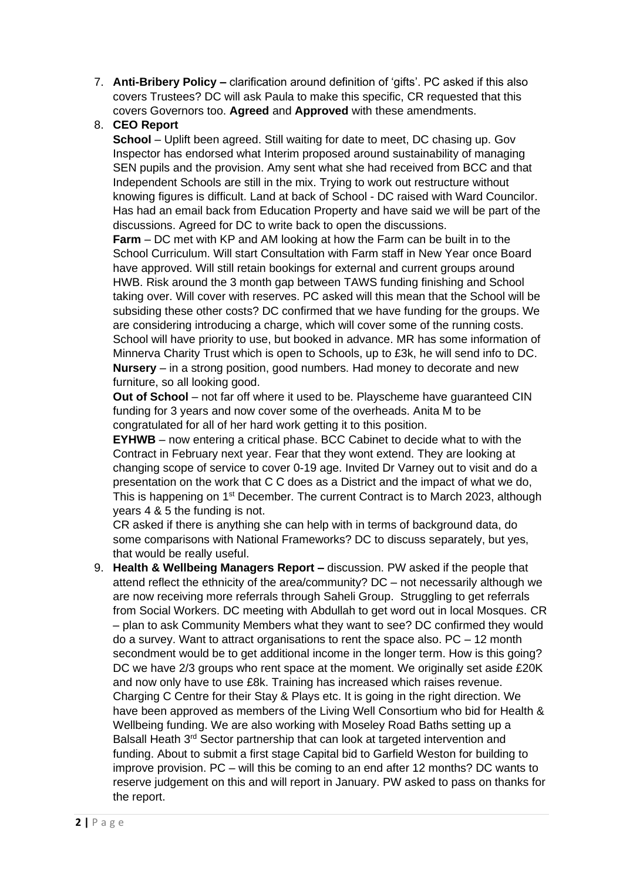7. **Anti-Bribery Policy –** clarification around definition of 'gifts'. PC asked if this also covers Trustees? DC will ask Paula to make this specific, CR requested that this covers Governors too. **Agreed** and **Approved** with these amendments.
8. **CEO Report**

   **School** – Uplift been agreed. Still waiting for date to meet, DC chasing up. Gov Inspector has endorsed what Interim proposed around sustainability of managing SEN pupils and the provision. Amy sent what she had received from BCC and that Independent Schools are still in the mix. Trying to work out restructure without knowing figures is difficult. Land at back of School - DC raised with Ward Councilor. Has had an email back from Education Property and have said we will be part of the discussions. Agreed for DC to write back to open the discussions.

   **Farm** – DC met with KP and AM looking at how the Farm can be built in to the School Curriculum. Will start Consultation with Farm staff in New Year once Board have approved. Will still retain bookings for external and current groups around HWB. Risk around the 3 month gap between TAWS funding finishing and School taking over. Will cover with reserves. PC asked will this mean that the School will be subsiding these other costs? DC confirmed that we have funding for the groups. We are considering introducing a charge, which will cover some of the running costs. School will have priority to use, but booked in advance. MR has some information of Minnerva Charity Trust which is open to Schools, up to £3k, he will send info to DC.

   **Nursery** – in a strong position, good numbers. Had money to decorate and new furniture, so all looking good.

   **Out of School** – not far off where it used to be. Playscheme have guaranteed CIN funding for 3 years and now cover some of the overheads. Anita M to be congratulated for all of her hard work getting it to this position.

   **EYHWB** – now entering a critical phase. BCC Cabinet to decide what to with the Contract in February next year. Fear that they wont extend. They are looking at changing scope of service to cover 0-19 age. Invited Dr Varney out to visit and do a presentation on the work that C C does as a District and the impact of what we do, This is happening on 1st December. The current Contract is to March 2023, although years 4 & 5 the funding is not.

   CR asked if there is anything she can help with in terms of background data, do some comparisons with National Frameworks? DC to discuss separately, but yes, that would be really useful.
9. **Health & Wellbeing Managers Report –** discussion. PW asked if the people that attend reflect the ethnicity of the area/community? DC – not necessarily although we are now receiving more referrals through Saheli Group. Struggling to get referrals from Social Workers. DC meeting with Abdullah to get word out in local Mosques. CR – plan to ask Community Members what they want to see? DC confirmed they would do a survey. Want to attract organisations to rent the space also. PC – 12 month secondment would be to get additional income in the longer term. How is this going? DC we have 2/3 groups who rent space at the moment. We originally set aside £20K and now only have to use £8k. Training has increased which raises revenue. Charging C Centre for their Stay & Plays etc. It is going in the right direction. We have been approved as members of the Living Well Consortium who bid for Health & Wellbeing funding. We are also working with Moseley Road Baths setting up a Balsall Heath 3rd Sector partnership that can look at targeted intervention and funding. About to submit a first stage Capital bid to Garfield Weston for building to improve provision. PC – will this be coming to an end after 12 months? DC wants to reserve judgement on this and will report in January. PW asked to pass on thanks for the report.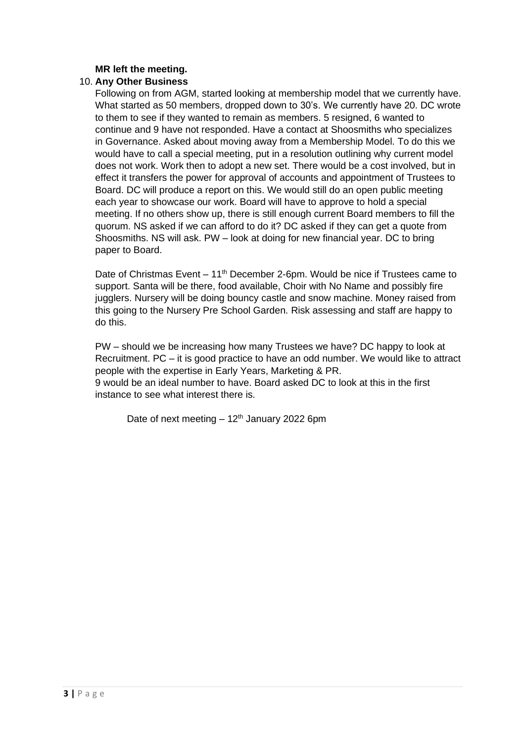**MR left the meeting.**

10. **Any Other Business**

Following on from AGM, started looking at membership model that we currently have. What started as 50 members, dropped down to 30's. We currently have 20. DC wrote to them to see if they wanted to remain as members. 5 resigned, 6 wanted to continue and 9 have not responded. Have a contact at Shoosmiths who specializes in Governance. Asked about moving away from a Membership Model. To do this we would have to call a special meeting, put in a resolution outlining why current model does not work. Work then to adopt a new set. There would be a cost involved, but in effect it transfers the power for approval of accounts and appointment of Trustees to Board. DC will produce a report on this. We would still do an open public meeting each year to showcase our work. Board will have to approve to hold a special meeting. If no others show up, there is still enough current Board members to fill the quorum. NS asked if we can afford to do it? DC asked if they can get a quote from Shoosmiths. NS will ask. PW – look at doing for new financial year. DC to bring paper to Board.

Date of Christmas Event – 11th December 2-6pm. Would be nice if Trustees came to support. Santa will be there, food available, Choir with No Name and possibly fire jugglers. Nursery will be doing bouncy castle and snow machine. Money raised from this going to the Nursery Pre School Garden. Risk assessing and staff are happy to do this.

PW – should we be increasing how many Trustees we have? DC happy to look at Recruitment. PC – it is good practice to have an odd number. We would like to attract people with the expertise in Early Years, Marketing & PR.
9 would be an ideal number to have. Board asked DC to look at this in the first instance to see what interest there is.

Date of next meeting – 12th January 2022 6pm